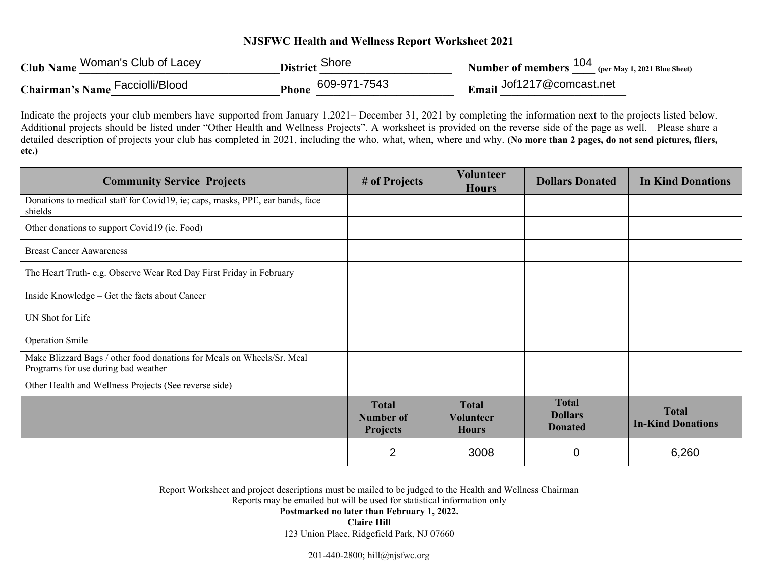# NJSFWC Health and Wellness Report Worksheet 2021

**Club Name** Woman's Club of Lacey **District** Shore **Number of members** 104 **(per May 1, 2021 Blue Sheet)**

**Chairman's Name** Facciolli/Blood **Phone** 609-971-7543 **Email** Jof1217@comcast.net

Indicate the projects your club members have supported from January 1,2021– December 31, 2021 by completing the information next to the projects listed below. Additional projects should be listed under "Other Health and Wellness Projects". A worksheet is provided on the reverse side of the page as well. Please share a detailed description of projects your club has completed in 2021, including the who, what, when, where and why. **(No more than 2 pages, do not send pictures, fliers, etc.)**

| Community Service Projects | # of Projects | Volunteer Hours | Dollars Donated | In Kind Donations |
|---|---|---|---|---|
| Donations to medical staff for Covid19, ie; caps, masks, PPE, ear bands, face shields | | | | |
| Other donations to support Covid19 (ie. Food) | | | | |
| Breast Cancer Aawareness | | | | |
| The Heart Truth- e.g. Observe Wear Red Day First Friday in February | | | | |
| Inside Knowledge – Get the facts about Cancer | | | | |
| UN Shot for Life | | | | |
| Operation Smile | | | | |
| Make Blizzard Bags / other food donations for Meals on Wheels/Sr. Meal Programs for use during bad weather | | | | |
| Other Health and Wellness Projects (See reverse side) | | | | |
| | **Total Number of Projects** | **Total Volunteer Hours** | **Total Dollars Donated** | **Total In-Kind Donations** |
| | 2 | 3008 | 0 | 6,260 |

Report Worksheet and project descriptions must be mailed to be judged to the Health and Wellness Chairman
Reports may be emailed but will be used for statistical information only
**Postmarked no later than February 1, 2022.**
**Claire Hill**
123 Union Place, Ridgefield Park, NJ 07660

201-440-2800; hill@njsfwc.org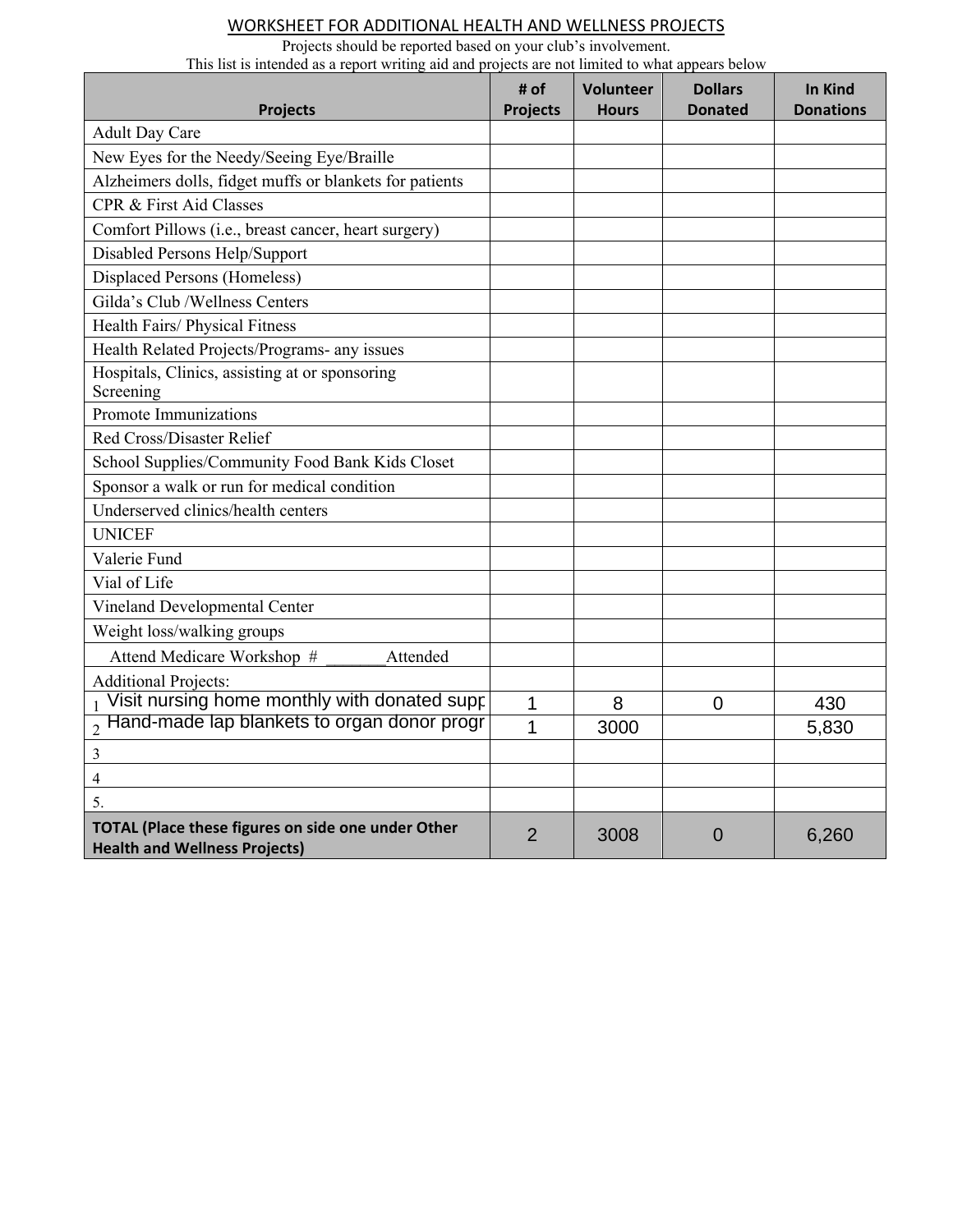## WORKSHEET FOR ADDITIONAL HEALTH AND WELLNESS PROJECTS

Projects should be reported based on your club's involvement.
This list is intended as a report writing aid and projects are not limited to what appears below

| Projects | # of Projects | Volunteer Hours | Dollars Donated | In Kind Donations |
|---|---|---|---|---|
| Adult Day Care | | | | |
| New Eyes for the Needy/Seeing Eye/Braille | | | | |
| Alzheimers dolls, fidget muffs or blankets for patients | | | | |
| CPR & First Aid Classes | | | | |
| Comfort Pillows (i.e., breast cancer, heart surgery) | | | | |
| Disabled Persons Help/Support | | | | |
| Displaced Persons (Homeless) | | | | |
| Gilda's Club /Wellness Centers | | | | |
| Health Fairs/ Physical Fitness | | | | |
| Health Related Projects/Programs- any issues | | | | |
| Hospitals, Clinics, assisting at or sponsoring Screening | | | | |
| Promote Immunizations | | | | |
| Red Cross/Disaster Relief | | | | |
| School Supplies/Community Food Bank Kids Closet | | | | |
| Sponsor a walk or run for medical condition | | | | |
| Underserved clinics/health centers | | | | |
| UNICEF | | | | |
| Valerie Fund | | | | |
| Vial of Life | | | | |
| Vineland Developmental Center | | | | |
| Weight loss/walking groups | | | | |
| Attend Medicare Workshop # _______Attended | | | | |
| Additional Projects: | | | | |
| 1 Visit nursing home monthly with donated supp | 1 | 8 | 0 | 430 |
| 2 Hand-made lap blankets to organ donor progr | 1 | 3000 | | 5,830 |
| 3 | | | | |
| 4 | | | | |
| 5. | | | | |
| **TOTAL (Place these figures on side one under Other Health and Wellness Projects)** | 2 | 3008 | 0 | 6,260 |